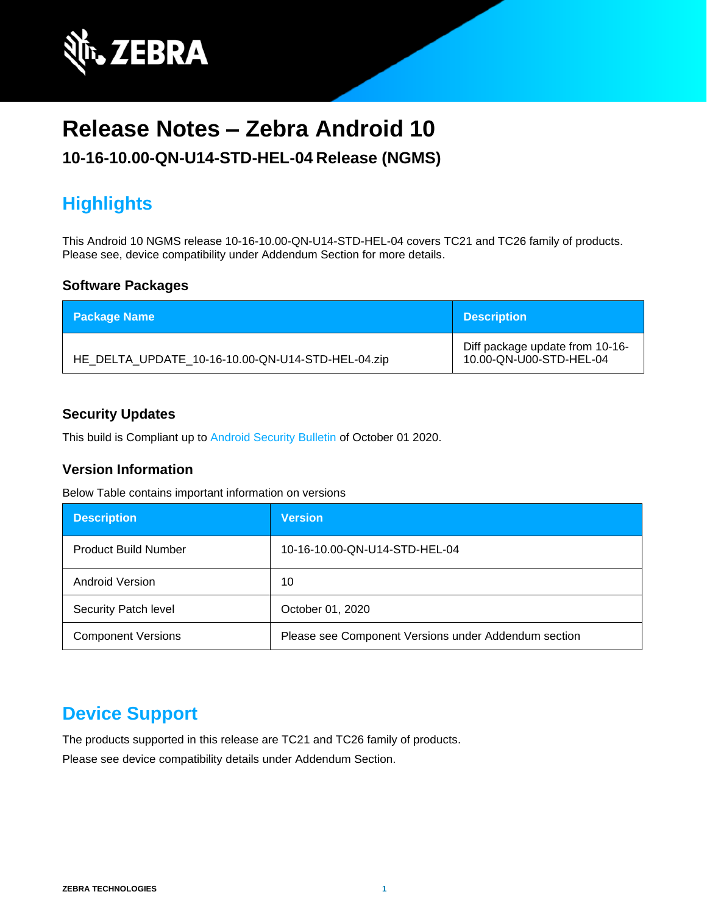# Release Notes – Zebra Android 10

## 10-16-10.00-QN-U14-STD-HEL-04 Release (NGMS)

## Highlights

This Android 10 NGMS release 10-16-10.00-QN-U14-STD-HEL-04 covers TC21 and TC26 family of products. Please see, device compatibility under Addendum Section for more details.

### Software Packages

| Package Name | Description |
|---|---|
| HE_DELTA_UPDATE_10-16-10.00-QN-U14-STD-HEL-04.zip | Diff package update from 10-16-10.00-QN-U00-STD-HEL-04 |

### Security Updates

This build is Compliant up to Android Security Bulletin of October 01 2020.

### Version Information

Below Table contains important information on versions

| Description | Version |
|---|---|
| Product Build Number | 10-16-10.00-QN-U14-STD-HEL-04 |
| Android Version | 10 |
| Security Patch level | October 01, 2020 |
| Component Versions | Please see Component Versions under Addendum section |

## Device Support

The products supported in this release are TC21 and TC26 family of products.

Please see device compatibility details under Addendum Section.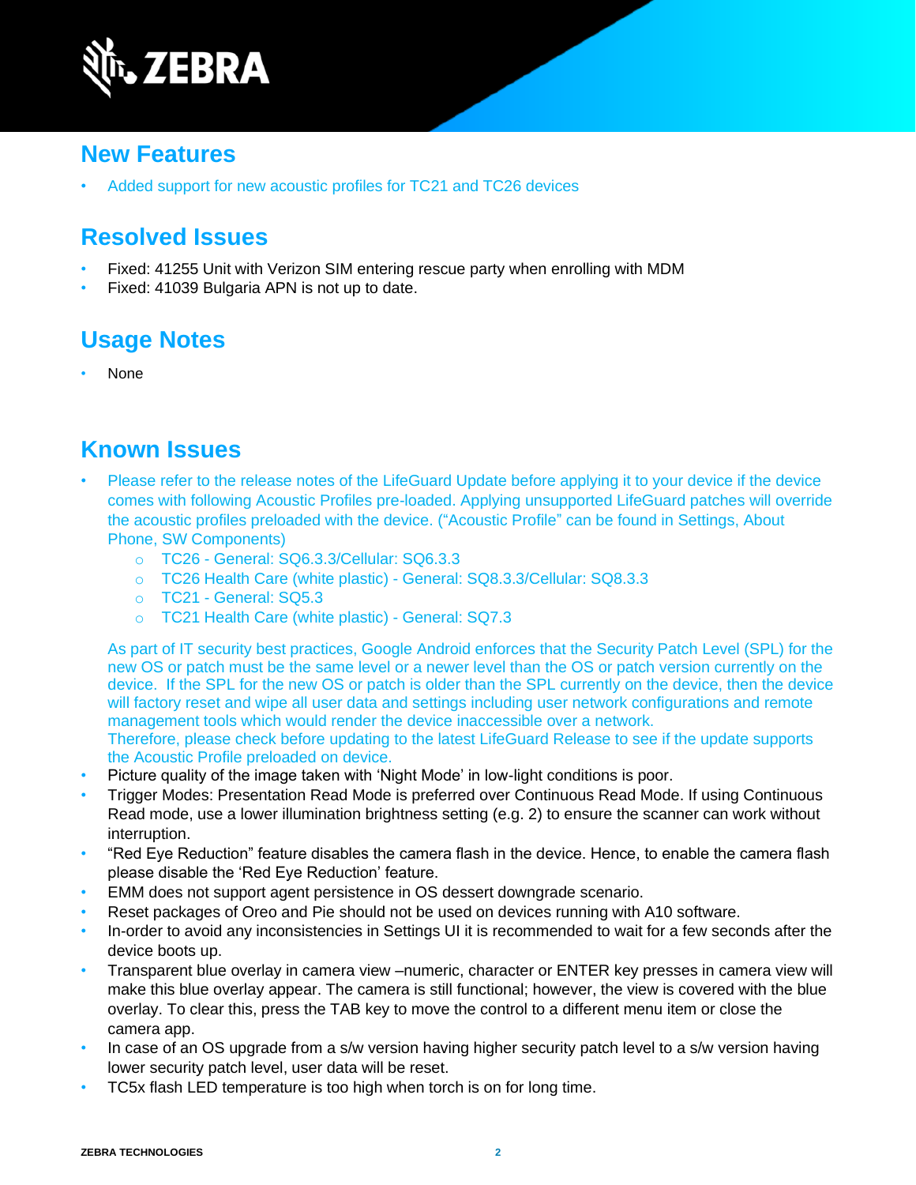## New Features

- Added support for new acoustic profiles for TC21 and TC26 devices

## Resolved Issues

- Fixed: 41255 Unit with Verizon SIM entering rescue party when enrolling with MDM
- Fixed: 41039 Bulgaria APN is not up to date.

## Usage Notes

- None

## Known Issues

- Please refer to the release notes of the LifeGuard Update before applying it to your device if the device comes with following Acoustic Profiles pre-loaded. Applying unsupported LifeGuard patches will override the acoustic profiles preloaded with the device. ("Acoustic Profile" can be found in Settings, About Phone, SW Components)
    - TC26 - General: SQ6.3.3/Cellular: SQ6.3.3
    - TC26 Health Care (white plastic) - General: SQ8.3.3/Cellular: SQ8.3.3
    - TC21 - General: SQ5.3
    - TC21 Health Care (white plastic) - General: SQ7.3

  As part of IT security best practices, Google Android enforces that the Security Patch Level (SPL) for the new OS or patch must be the same level or a newer level than the OS or patch version currently on the device. If the SPL for the new OS or patch is older than the SPL currently on the device, then the device will factory reset and wipe all user data and settings including user network configurations and remote management tools which would render the device inaccessible over a network.
  Therefore, please check before updating to the latest LifeGuard Release to see if the update supports the Acoustic Profile preloaded on device.
- Picture quality of the image taken with 'Night Mode' in low-light conditions is poor.
- Trigger Modes: Presentation Read Mode is preferred over Continuous Read Mode. If using Continuous Read mode, use a lower illumination brightness setting (e.g. 2) to ensure the scanner can work without interruption.
- "Red Eye Reduction" feature disables the camera flash in the device. Hence, to enable the camera flash please disable the 'Red Eye Reduction' feature.
- EMM does not support agent persistence in OS dessert downgrade scenario.
- Reset packages of Oreo and Pie should not be used on devices running with A10 software.
- In-order to avoid any inconsistencies in Settings UI it is recommended to wait for a few seconds after the device boots up.
- Transparent blue overlay in camera view –numeric, character or ENTER key presses in camera view will make this blue overlay appear. The camera is still functional; however, the view is covered with the blue overlay. To clear this, press the TAB key to move the control to a different menu item or close the camera app.
- In case of an OS upgrade from a s/w version having higher security patch level to a s/w version having lower security patch level, user data will be reset.
- TC5x flash LED temperature is too high when torch is on for long time.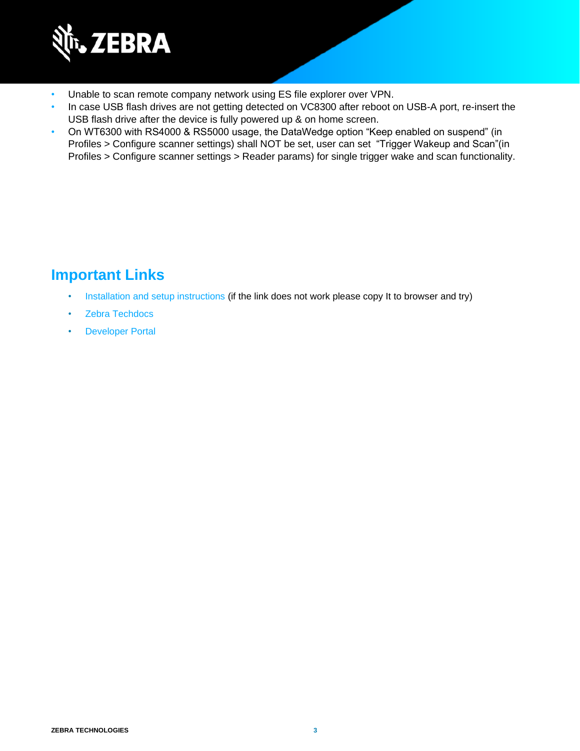- Unable to scan remote company network using ES file explorer over VPN.
- In case USB flash drives are not getting detected on VC8300 after reboot on USB-A port, re-insert the USB flash drive after the device is fully powered up & on home screen.
- On WT6300 with RS4000 & RS5000 usage, the DataWedge option “Keep enabled on suspend” (in Profiles > Configure scanner settings) shall NOT be set, user can set “Trigger Wakeup and Scan”(in Profiles > Configure scanner settings > Reader params) for single trigger wake and scan functionality.

## Important Links

- Installation and setup instructions (if the link does not work please copy It to browser and try)
- Zebra Techdocs
- Developer Portal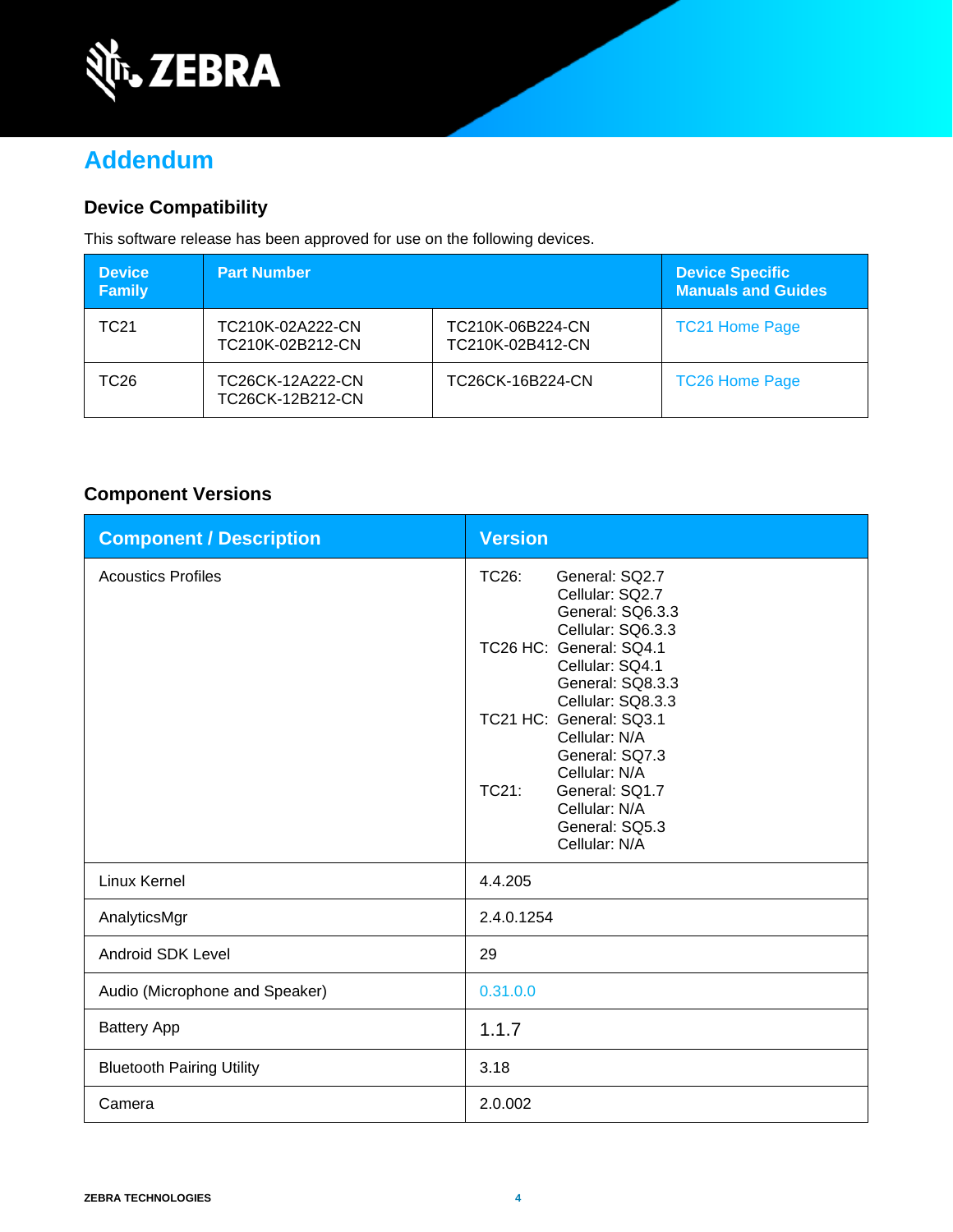# Addendum

## Device Compatibility

This software release has been approved for use on the following devices.

| Device Family | Part Number | | Device Specific Manuals and Guides |
|---|---|---|---|
| TC21 | TC210K-02A222-CN<br>TC210K-02B212-CN | TC210K-06B224-CN<br>TC210K-02B412-CN | TC21 Home Page |
| TC26 | TC26CK-12A222-CN<br>TC26CK-12B212-CN | TC26CK-16B224-CN | TC26 Home Page |

## Component Versions

| Component / Description | Version |
|---|---|
| Acoustics Profiles | TC26: General: SQ2.7<br>Cellular: SQ2.7<br>General: SQ6.3.3<br>Cellular: SQ6.3.3<br>TC26 HC: General: SQ4.1<br>Cellular: SQ4.1<br>General: SQ8.3.3<br>Cellular: SQ8.3.3<br>TC21 HC: General: SQ3.1<br>Cellular: N/A<br>General: SQ7.3<br>Cellular: N/A<br>TC21: General: SQ1.7<br>Cellular: N/A<br>General: SQ5.3<br>Cellular: N/A |
| Linux Kernel | 4.4.205 |
| AnalyticsMgr | 2.4.0.1254 |
| Android SDK Level | 29 |
| Audio (Microphone and Speaker) | 0.31.0.0 |
| Battery App | 1.1.7 |
| Bluetooth Pairing Utility | 3.18 |
| Camera | 2.0.002 |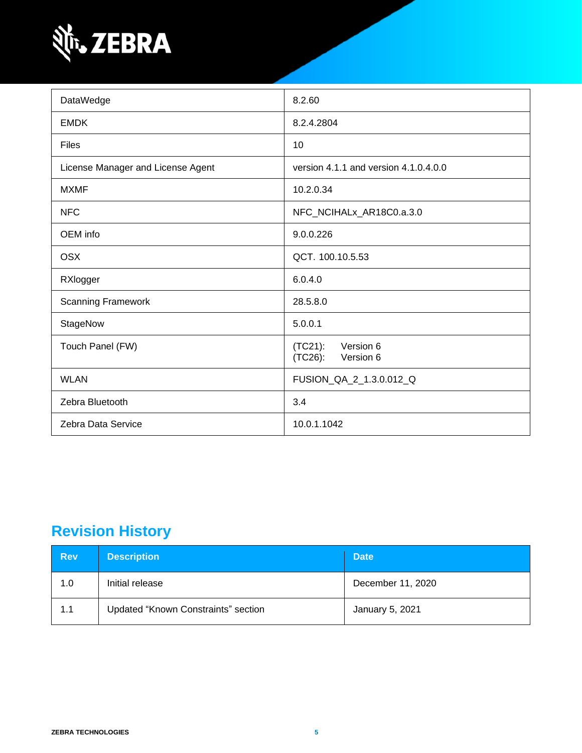| | |
|---|---|
| DataWedge | 8.2.60 |
| EMDK | 8.2.4.2804 |
| Files | 10 |
| License Manager and License Agent | version 4.1.1 and version 4.1.0.4.0.0 |
| MXMF | 10.2.0.34 |
| NFC | NFC_NCIHALx_AR18C0.a.3.0 |
| OEM info | 9.0.0.226 |
| OSX | QCT. 100.10.5.53 |
| RXlogger | 6.0.4.0 |
| Scanning Framework | 28.5.8.0 |
| StageNow | 5.0.0.1 |
| Touch Panel (FW) | (TC21): Version 6<br>(TC26): Version 6 |
| WLAN | FUSION_QA_2_1.3.0.012_Q |
| Zebra Bluetooth | 3.4 |
| Zebra Data Service | 10.0.1.1042 |

## Revision History

| Rev | Description | Date |
|---|---|---|
| 1.0 | Initial release | December 11, 2020 |
| 1.1 | Updated “Known Constraints” section | January 5, 2021 |